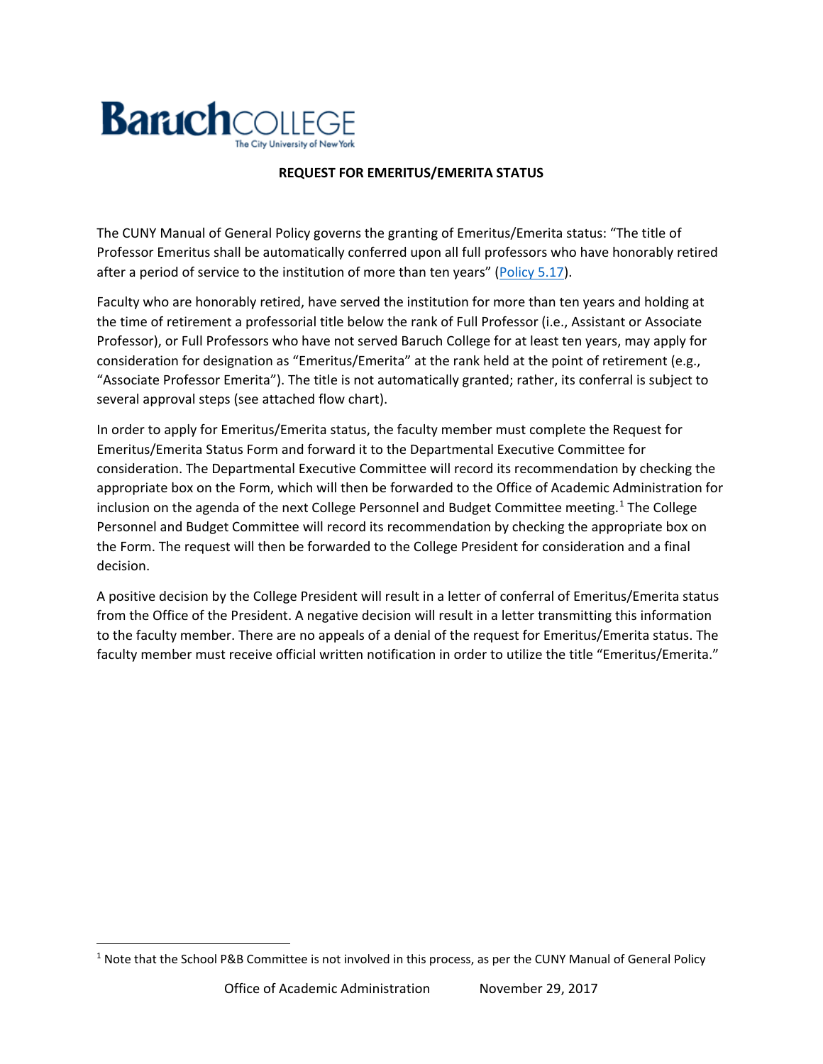**Baruch**COLLEGE
The City University of New York

## REQUEST FOR EMERITUS/EMERITA STATUS

The CUNY Manual of General Policy governs the granting of Emeritus/Emerita status: "The title of Professor Emeritus shall be automatically conferred upon all full professors who have honorably retired after a period of service to the institution of more than ten years" (Policy 5.17).

Faculty who are honorably retired, have served the institution for more than ten years and holding at the time of retirement a professorial title below the rank of Full Professor (i.e., Assistant or Associate Professor), or Full Professors who have not served Baruch College for at least ten years, may apply for consideration for designation as "Emeritus/Emerita" at the rank held at the point of retirement (e.g., "Associate Professor Emerita"). The title is not automatically granted; rather, its conferral is subject to several approval steps (see attached flow chart).

In order to apply for Emeritus/Emerita status, the faculty member must complete the Request for Emeritus/Emerita Status Form and forward it to the Departmental Executive Committee for consideration. The Departmental Executive Committee will record its recommendation by checking the appropriate box on the Form, which will then be forwarded to the Office of Academic Administration for inclusion on the agenda of the next College Personnel and Budget Committee meeting.[1] The College Personnel and Budget Committee will record its recommendation by checking the appropriate box on the Form. The request will then be forwarded to the College President for consideration and a final decision.

A positive decision by the College President will result in a letter of conferral of Emeritus/Emerita status from the Office of the President. A negative decision will result in a letter transmitting this information to the faculty member. There are no appeals of a denial of the request for Emeritus/Emerita status. The faculty member must receive official written notification in order to utilize the title "Emeritus/Emerita."

---

[1] Note that the School P&B Committee is not involved in this process, as per the CUNY Manual of General Policy

Office of Academic Administration November 29, 2017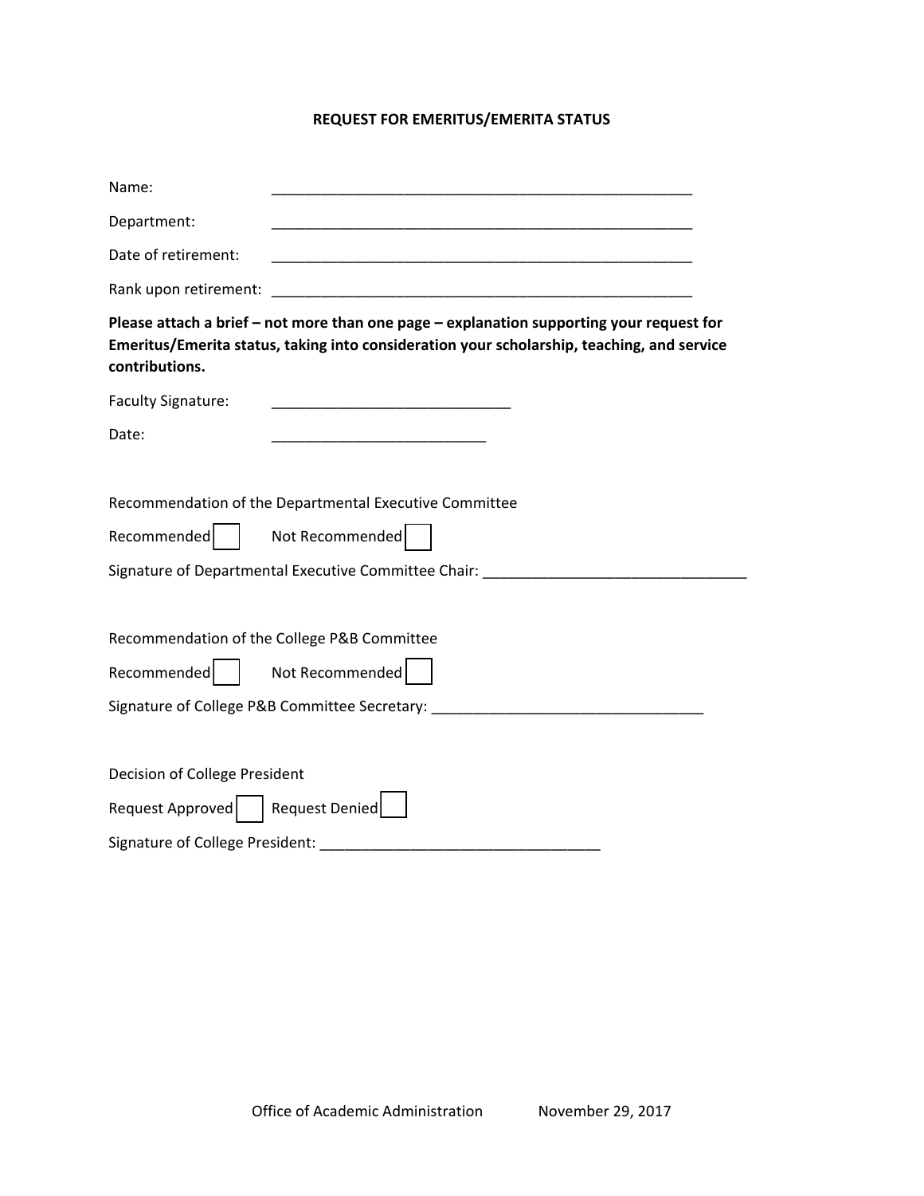# REQUEST FOR EMERITUS/EMERITA STATUS

Name: ______________________________________________________

Department: ______________________________________________________

Date of retirement: ______________________________________________________

Rank upon retirement: ______________________________________________________

**Please attach a brief – not more than one page – explanation supporting your request for Emeritus/Emerita status, taking into consideration your scholarship, teaching, and service contributions.**

Faculty Signature: _______________________________

Date: ____________________________

Recommendation of the Departmental Executive Committee

Recommended ☐ Not Recommended ☐

Signature of Departmental Executive Committee Chair: _________________________________

Recommendation of the College P&B Committee

Recommended ☐ Not Recommended ☐

Signature of College P&B Committee Secretary: __________________________________

Decision of College President

Request Approved ☐ Request Denied ☐

Signature of College President: ___________________________________

Office of Academic Administration November 29, 2017